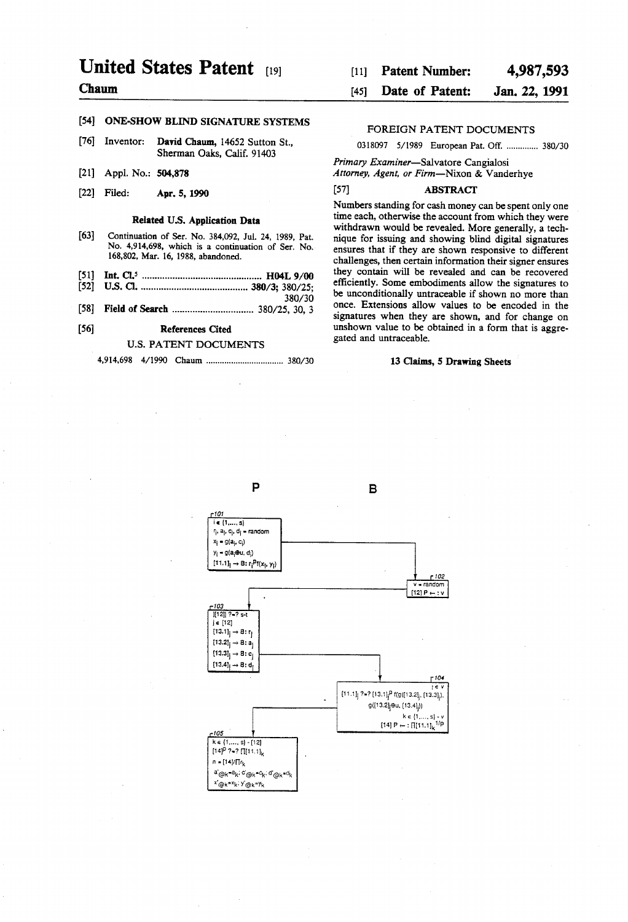# United States Patent [19]

**Chaum**

[11] **Patent Number: 4,987,593**

[45] **Date of Patent: Jan. 22, 1991**

[54] **ONE-SHOW BLIND SIGNATURE SYSTEMS**

[76] Inventor: **David Chaum**, 14652 Sutton St., Sherman Oaks, Calif. 91403

[21] Appl. No.: **504,878**

[22] Filed: **Apr. 5, 1990**

**Related U.S. Application Data**

[63] Continuation of Ser. No. 384,092, Jul. 24, 1989, Pat. No. 4,914,698, which is a continuation of Ser. No. 168,802, Mar. 16, 1988, abandoned.

[51] **Int. Cl.**[5] .............................................. **H04L 9/00**

[52] **U.S. Cl.** .......................................... **380/3**; 380/25; 380/30

[58] **Field of Search** ............................... 380/25, 30, 3

[56] **References Cited**

U.S. PATENT DOCUMENTS

4,914,698 4/1990 Chaum ................................ 380/30

FOREIGN PATENT DOCUMENTS

0318097 5/1989 European Pat. Off. .............. 380/30

*Primary Examiner*—Salvatore Cangialosi

*Attorney, Agent, or Firm*—Nixon & Vanderhye

[57] **ABSTRACT**

Numbers standing for cash money can be spent only one time each, otherwise the account from which they were withdrawn would be revealed. More generally, a technique for issuing and showing blind digital signatures ensures that if they are shown responsive to different challenges, then certain information their signer ensures they contain will be revealed and can be recovered efficiently. Some embodiments allow the signatures to be unconditionally untraceable if shown no more than once. Extensions allow values to be encoded in the signatures when they are shown, and for change on unshown value to be obtained in a form that is aggregated and untraceable.

**13 Claims, 5 Drawing Sheets**

P B

101
$i \in \{1, \ldots, s\}$
$r_i, a_i, c_i, d_i$ = random
$x_i = g(a_i, c_i)$
$y_i = g(a_i \oplus u, d_i)$
$[11.1]_i \rightarrow B: r_i^P f(x_i, y_i)$

102
$v$ = random
$[12]\ P \leftarrow: v$

103
$\|[12]\| \stackrel{?}{=} s{\cdot}t$
$j \in [12]$
$[13.1]_j \rightarrow B: r_j$
$[13.2]_j \rightarrow B: a_j$
$[13.3]_j \rightarrow B: c_j$
$[13.4]_j \rightarrow B: d_j$

104
$j \in v$
$[11.1]_j \stackrel{?}{=} [13.1]_j^P f(g([13.2]_j, [13.3]_j),\ g([13.2]_j \oplus u, [13.4]_j))$
$k \in \{1, \ldots, s\} - v$
$[14]\ P \leftarrow: \prod[11.1]_k^{1/P}$

105
$k \in \{1, \ldots, s\} - [12]$
$[14]^P \stackrel{?}{=} \prod[11.1]_k$
$n = [14]/\prod r_k$
$a'_{@k} = a_k;\ c'_{@k} = c_k;\ d'_{@k} = d_k$
$x'_{@k} = x_k;\ y'_{@k} = y_k$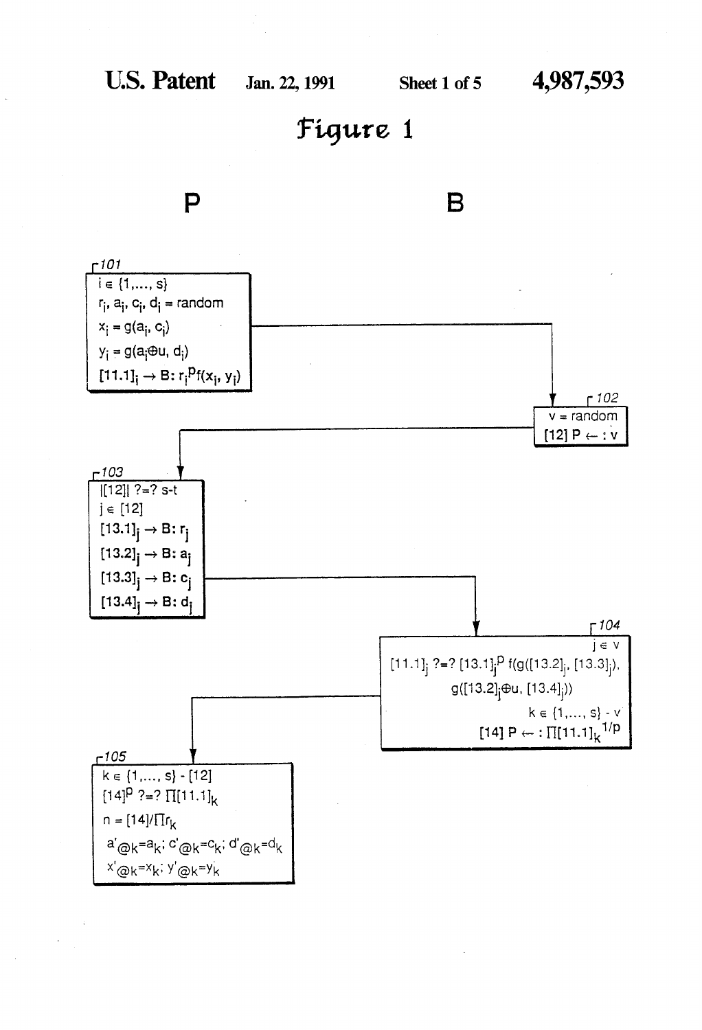# Figure 1

**P** | **B**

**101**

$i \in \{1, \ldots, s\}$

$r_i, a_i, c_i, d_i$ = random

$x_i = g(a_i, c_i)$

$y_i = g(a_i \oplus u, d_i)$

$[11.1]_i \rightarrow B: r_i^p f(x_i, y_i)$

**102**

v = random

$[12]\ P \leftarrow :\ v$

**103**

$|[12]|\ ?=?\ s\text{-}t$

$j \in [12]$

$[13.1]_j \rightarrow B: r_j$

$[13.2]_j \rightarrow B: a_j$

$[13.3]_j \rightarrow B: c_j$

$[13.4]_j \rightarrow B: d_j$

**104**

$j \in v$

$[11.1]_j\ ?=?\ [13.1]_j^p\ f(g([13.2]_j, [13.3]_j), g([13.2]_j \oplus u, [13.4]_j))$

$k \in \{1, \ldots, s\} - v$

$[14]\ P \leftarrow :\ \prod [11.1]_k^{1/p}$

**105**

$k \in \{1, \ldots, s\} - [12]$

$[14]^p\ ?=?\ \prod [11.1]_k$

$n = [14] / \prod r_k$

$a'_{@k} = a_k;\ c'_{@k} = c_k;\ d'_{@k} = d_k$

$x'_{@k} = x_k;\ y'_{@k} = y_k$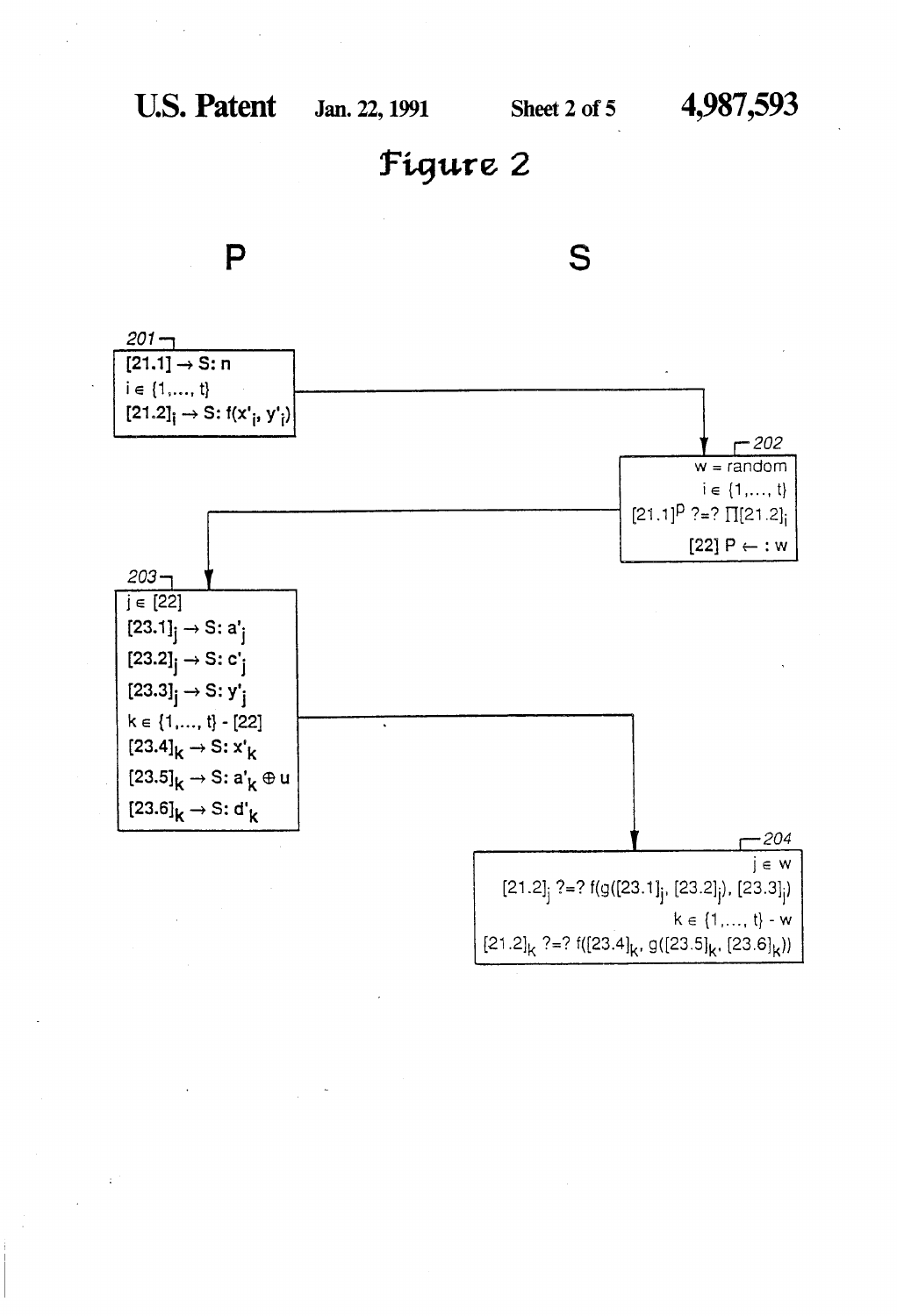# Figure 2

**P** | **S**

**201**

[21.1] → S: n

$i \in \{1, \ldots, t\}$

$[21.2]_i$ → S: $f(x'_i, y'_i)$

**202**

w = random

$i \in \{1, \ldots, t\}$

$[21.1]^p$ ?=? $\prod[21.2]_i$

[22] P ← : w

**203**

$j \in [22]$

$[23.1]_j$ → S: $a'_j$

$[23.2]_j$ → S: $c'_j$

$[23.3]_j$ → S: $y'_j$

$k \in \{1, \ldots, t\} - [22]$

$[23.4]_k$ → S: $x'_k$

$[23.5]_k$ → S: $a'_k \oplus u$

$[23.6]_k$ → S: $d'_k$

**204**

$j \in w$

$[21.2]_j$ ?=? $f(g([23.1]_j, [23.2]_j), [23.3]_j)$

$k \in \{1, \ldots, t\} - w$

$[21.2]_k$ ?=? $f([23.4]_k, g([23.5]_k, [23.6]_k))$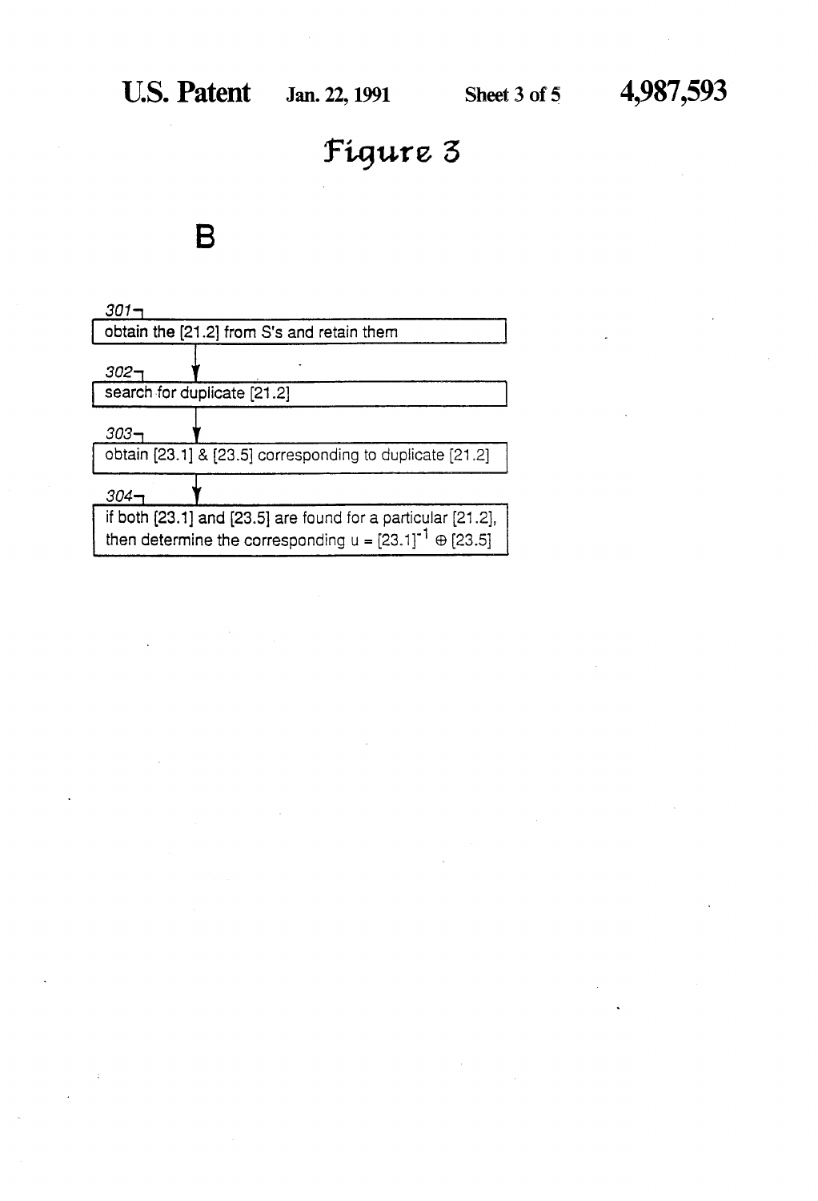# Figure 3

## B

301 — obtain the [21.2] from S's and retain them

302 — search for duplicate [21.2]

303 — obtain [23.1] & [23.5] corresponding to duplicate [21.2]

304 — if both [23.1] and [23.5] are found for a particular [21.2], then determine the corresponding $u = [23.1]^{-1} \oplus [23.5]$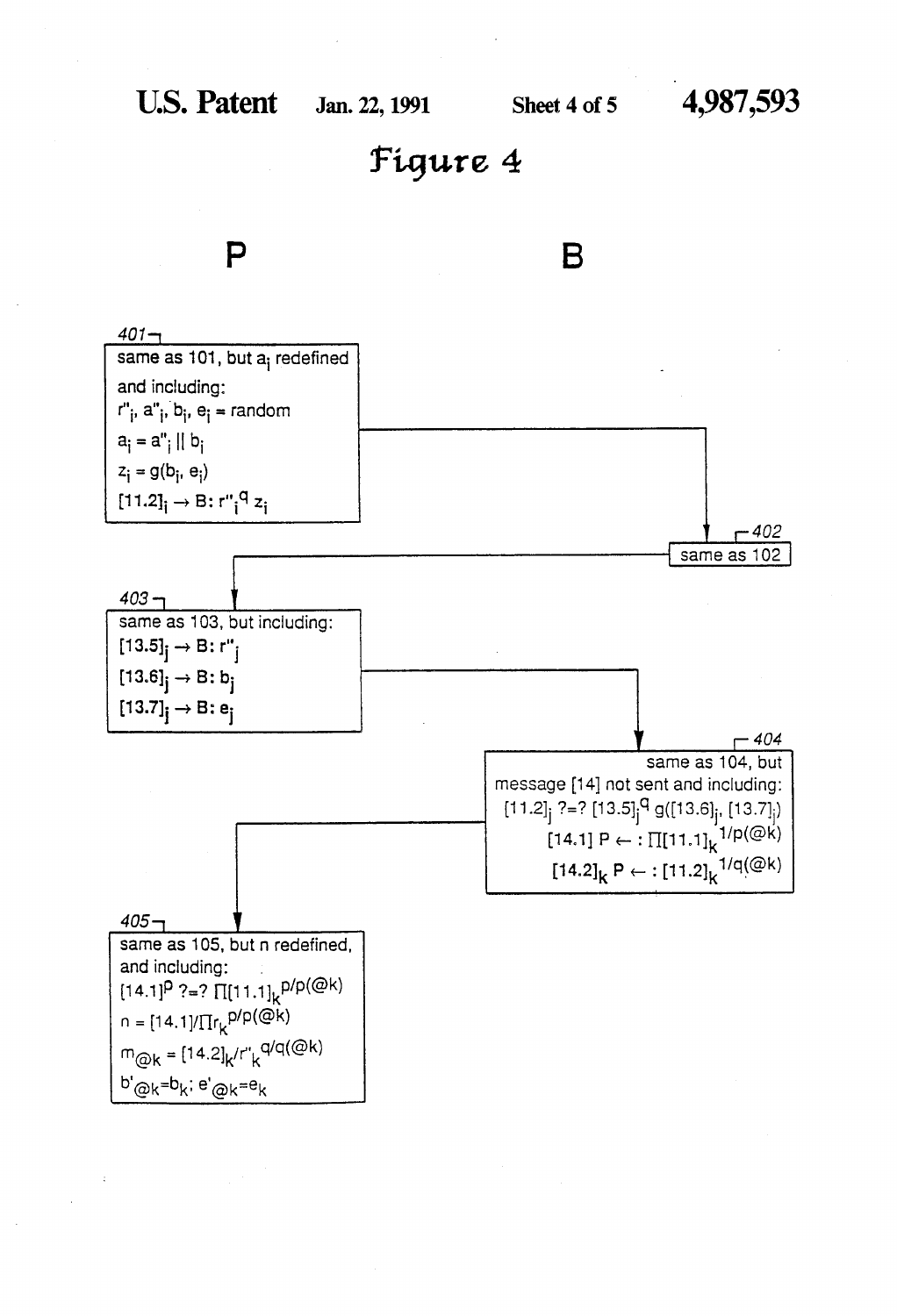# Figure 4

**P** | **B**

**401**
same as 101, but $a_i$ redefined and including:
$r''_i, a''_i, b_i, e_i$ = random
$a_i = a''_i \| b_i$
$z_i = g(b_i, e_i)$
$[11.2]_i \rightarrow B: r''^{q}_i z_i$

**402**
same as 102

**403**
same as 103, but including:
$[13.5]_j \rightarrow B: r''_j$
$[13.6]_j \rightarrow B: b_j$
$[13.7]_j \rightarrow B: e_j$

**404**
same as 104, but message [14] not sent and including:
$[11.2]_j \; ?=? \; [13.5]_j^q \, g([13.6]_j, [13.7]_j)$
$[14.1] \; P \leftarrow : \prod [11.1]_k^{1/p(@k)}$
$[14.2]_k \; P \leftarrow : [11.2]_k^{1/q(@k)}$

**405**
same as 105, but n redefined, and including:
$[14.1]^p \; ?=? \; \prod [11.1]_k^{p/p(@k)}$
$n = [14.1] / \prod r_k^{p/p(@k)}$
$m_{@k} = [14.2]_k / r''^{q/q(@k)}_k$
$b'_{@k} = b_k; \; e'_{@k} = e_k$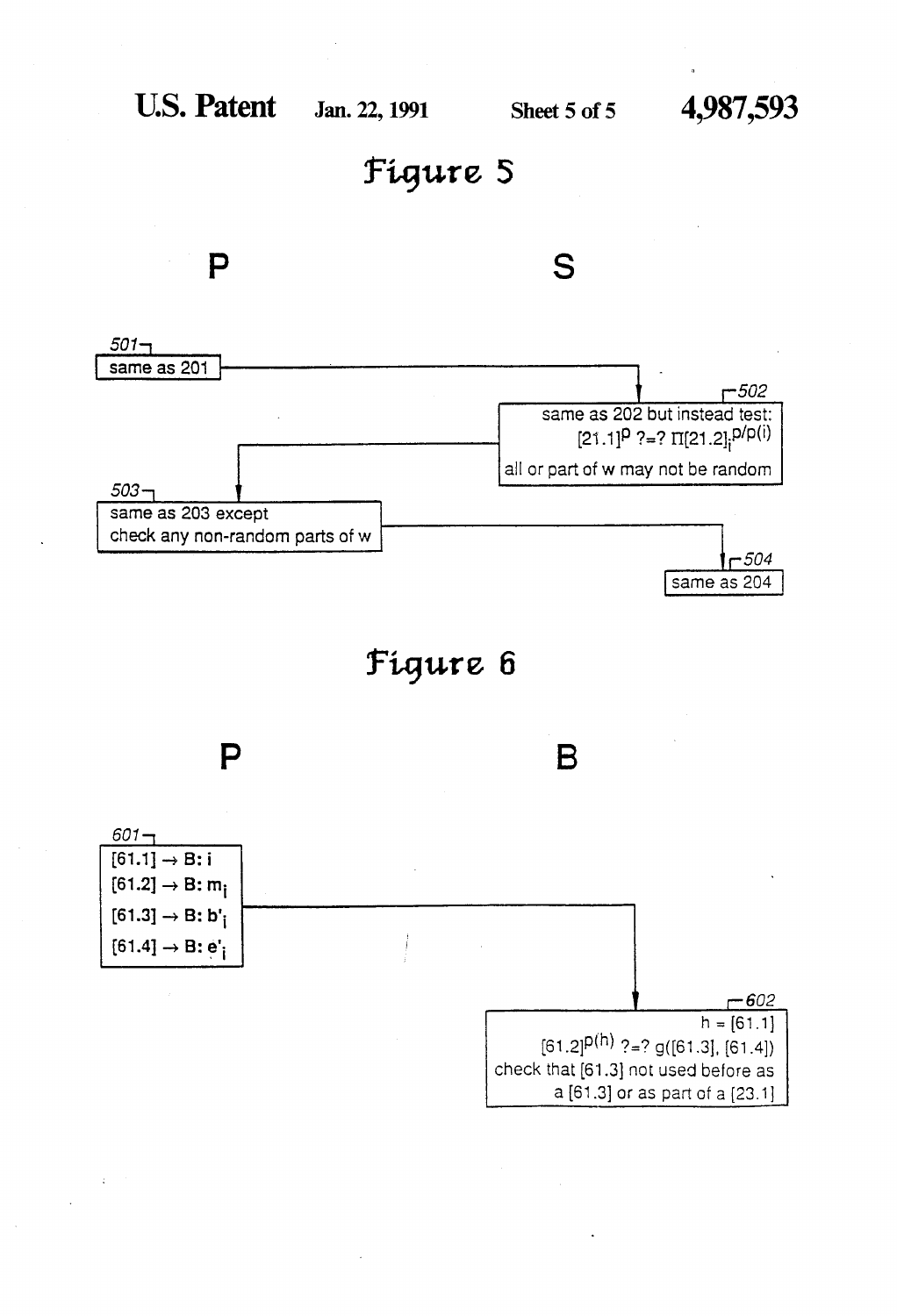# Figure 5

**P** **S**

501 — same as 201

502 — same as 202 but instead test: $[21.1]^p \; ?\!=\!? \; \Pi[21.2]_i^{p/p(i)}$

all or part of w may not be random

503 — same as 203 except check any non-random parts of w

504 — same as 204

# Figure 6

**P** **B**

601 —

$[61.1] \rightarrow$ B: $i$

$[61.2] \rightarrow$ B: $m_i$

$[61.3] \rightarrow$ B: $b'_i$

$[61.4] \rightarrow$ B: $e'_i$

602 —

$h = [61.1]$

$[61.2]^{p(h)} \; ?\!=\!? \; g([61.3], [61.4])$

check that [61.3] not used before as a [61.3] or as part of a [23.1]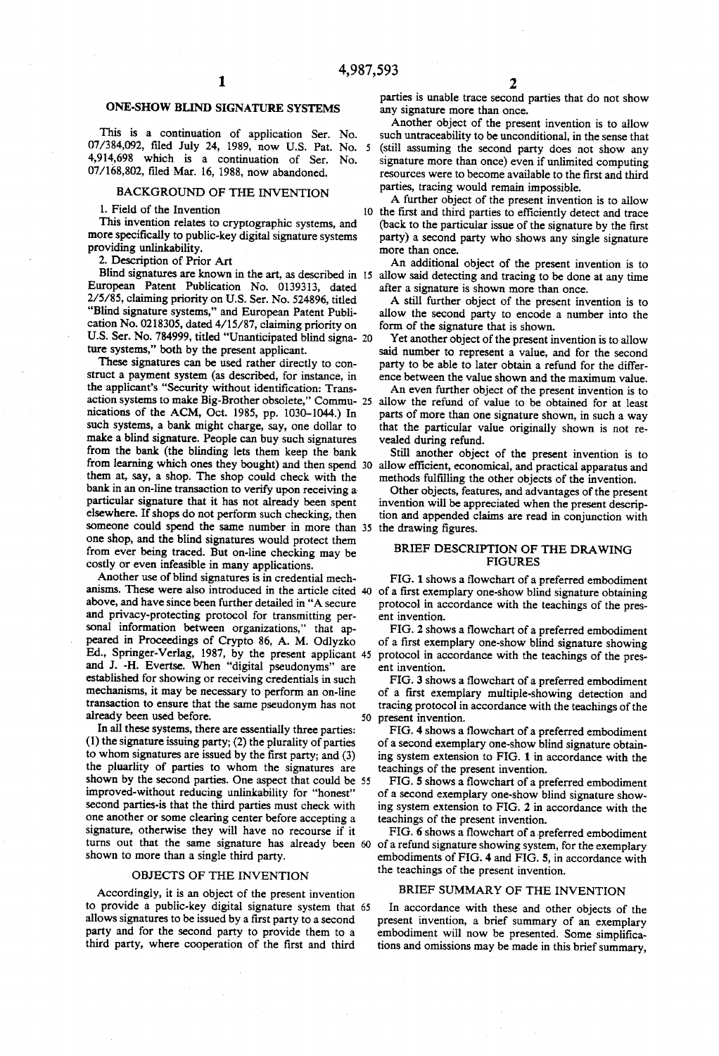# ONE-SHOW BLIND SIGNATURE SYSTEMS

This is a continuation of application Ser. No. 07/384,092, filed July 24, 1989, now U.S. Pat. No. 4,914,698 which is a continuation of Ser. No. 07/168,802, filed Mar. 16, 1988, now abandoned.

## BACKGROUND OF THE INVENTION

### 1. Field of the Invention

This invention relates to cryptographic systems, and more specifically to public-key digital signature systems providing unlinkability.

### 2. Description of Prior Art

Blind signatures are known in the art, as described in European Patent Publication No. 0139313, dated 2/5/85, claiming priority on U.S. Ser. No. 524896, titled "Blind signature systems," and European Patent Publication No. 0218305, dated 4/15/87, claiming priority on U.S. Ser. No. 784999, titled "Unanticipated blind signature systems," both by the present applicant.

These signatures can be used rather directly to construct a payment system (as described, for instance, in the applicant's "Security without identification: Transaction systems to make Big-Brother obsolete," Communications of the ACM, Oct. 1985, pp. 1030–1044.) In such systems, a bank might charge, say, one dollar to make a blind signature. People can buy such signatures from the bank (the blinding lets them keep the bank from learning which ones they bought) and then spend them at, say, a shop. The shop could check with the bank in an on-line transaction to verify upon receiving a particular signature that it has not already been spent elsewhere. If shops do not perform such checking, then someone could spend the same number in more than one shop, and the blind signatures would protect them from ever being traced. But on-line checking may be costly or even infeasible in many applications.

Another use of blind signatures is in credential mechanisms. These were also introduced in the article cited above, and have since been further detailed in "A secure and privacy-protecting protocol for transmitting personal information between organizations," that appeared in Proceedings of Crypto 86, A. M. Odlyzko Ed., Springer-Verlag, 1987, by the present applicant and J. -H. Evertse. When "digital pseudonyms" are established for showing or receiving credentials in such mechanisms, it may be necessary to perform an on-line transaction to ensure that the same pseudonym has not already been used before.

In all these systems, there are essentially three parties: (1) the signature issuing party; (2) the plurality of parties to whom signatures are issued by the first party; and (3) the pluarlity of parties to whom the signatures are shown by the second parties. One aspect that could be improved-without reducing unlinkability for "honest" second parties-is that the third parties must check with one another or some clearing center before accepting a signature, otherwise they will have no recourse if it turns out that the same signature has already been shown to more than a single third party.

## OBJECTS OF THE INVENTION

Accordingly, it is an object of the present invention to provide a public-key digital signature system that allows signatures to be issued by a first party to a second party and for the second party to provide them to a third party, where cooperation of the first and third parties is unable trace second parties that do not show any signature more than once.

Another object of the present invention is to allow such untraceability to be unconditional, in the sense that (still assuming the second party does not show any signature more than once) even if unlimited computing resources were to become available to the first and third parties, tracing would remain impossible.

A further object of the present invention is to allow the first and third parties to efficiently detect and trace (back to the particular issue of the signature by the first party) a second party who shows any single signature more than once.

An additional object of the present invention is to allow said detecting and tracing to be done at any time after a signature is shown more than once.

A still further object of the present invention is to allow the second party to encode a number into the form of the signature that is shown.

Yet another object of the present invention is to allow said number to represent a value, and for the second party to be able to later obtain a refund for the difference between the value shown and the maximum value.

An even further object of the present invention is to allow the refund of value to be obtained for at least parts of more than one signature shown, in such a way that the particular value originally shown is not revealed during refund.

Still another object of the present invention is to allow efficient, economical, and practical apparatus and methods fulfilling the other objects of the invention.

Other objects, features, and advantages of the present invention will be appreciated when the present description and appended claims are read in conjunction with the drawing figures.

## BRIEF DESCRIPTION OF THE DRAWING FIGURES

FIG. 1 shows a flowchart of a preferred embodiment of a first exemplary one-show blind signature obtaining protocol in accordance with the teachings of the present invention.

FIG. 2 shows a flowchart of a preferred embodiment of a first exemplary one-show blind signature showing protocol in accordance with the teachings of the present invention.

FIG. 3 shows a flowchart of a preferred embodiment of a first exemplary multiple-showing detection and tracing protocol in accordance with the teachings of the present invention.

FIG. 4 shows a flowchart of a preferred embodiment of a second exemplary one-show blind signature obtaining system extension to FIG. 1 in accordance with the teachings of the present invention.

FIG. 5 shows a flowchart of a preferred embodiment of a second exemplary one-show blind signature showing system extension to FIG. 2 in accordance with the teachings of the present invention.

FIG. 6 shows a flowchart of a preferred embodiment of a refund signature showing system, for the exemplary embodiments of FIG. 4 and FIG. 5, in accordance with the teachings of the present invention.

## BRIEF SUMMARY OF THE INVENTION

In accordance with these and other objects of the present invention, a brief summary of an exemplary embodiment will now be presented. Some simplifications and omissions may be made in this brief summary,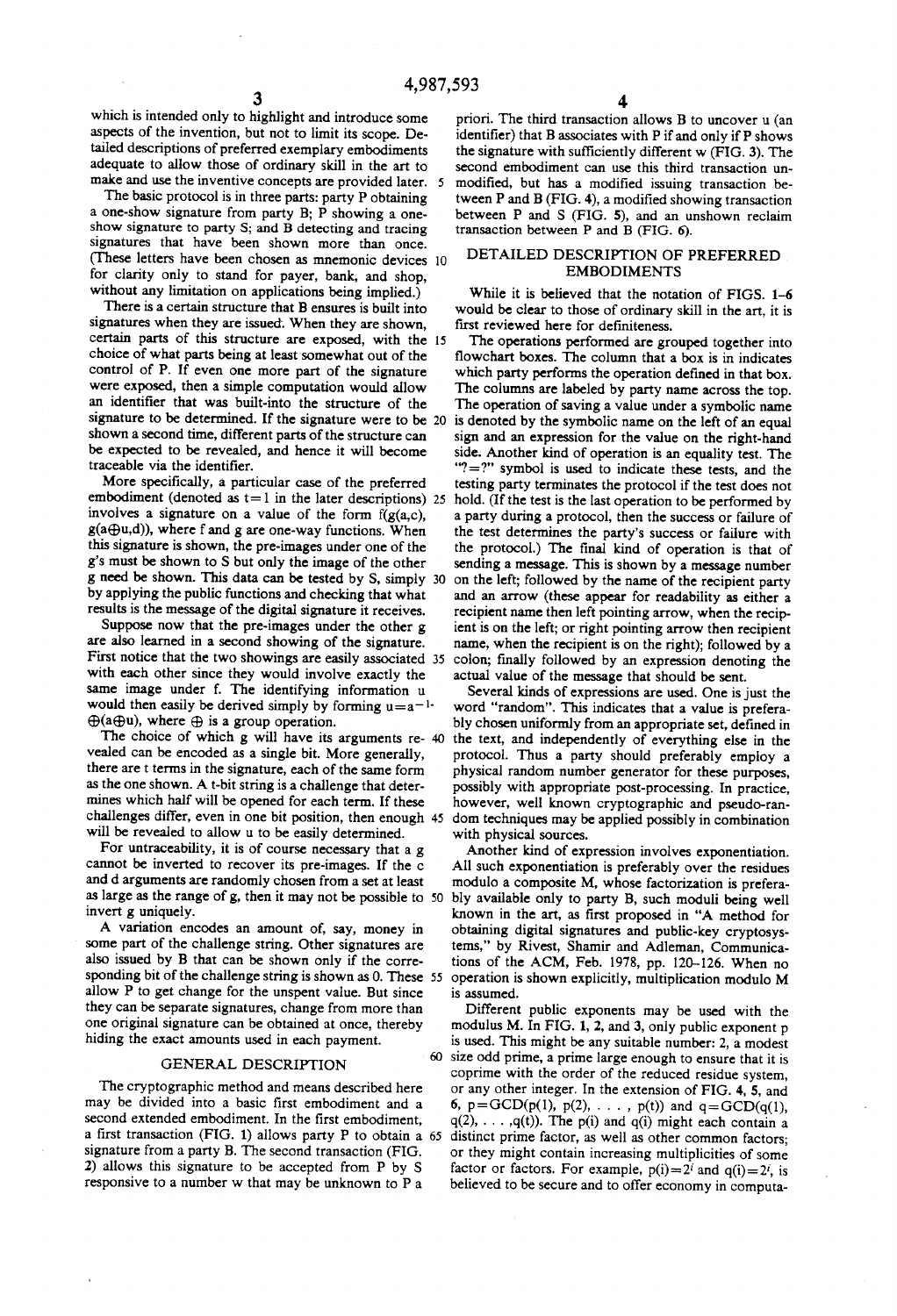which is intended only to highlight and introduce some aspects of the invention, but not to limit its scope. Detailed descriptions of preferred exemplary embodiments adequate to allow those of ordinary skill in the art to make and use the inventive concepts are provided later.

The basic protocol is in three parts: party P obtaining a one-show signature from party B; P showing a one-show signature to party S; and B detecting and tracing signatures that have been shown more than once. (These letters have been chosen as mnemonic devices for clarity only to stand for payer, bank, and shop, without any limitation on applications being implied.)

There is a certain structure that B ensures is built into signatures when they are issued. When they are shown, certain parts of this structure are exposed, with the choice of what parts being at least somewhat out of the control of P. If even one more part of the signature were exposed, then a simple computation would allow an identifier that was built-into the structure of the signature to be determined. If the signature were to be shown a second time, different parts of the structure can be expected to be revealed, and hence it will become traceable via the identifier.

More specifically, a particular case of the preferred embodiment (denoted as $t=1$ in the later descriptions) involves a signature on a value of the form $f(g(a,c), g(a\oplus u,d))$, where f and g are one-way functions. When this signature is shown, the pre-images under one of the g's must be shown to S but only the image of the other g need be shown. This data can be tested by S, simply by applying the public functions and checking that what results is the message of the digital signature it receives.

Suppose now that the pre-images under the other g are also learned in a second showing of the signature. First notice that the two showings are easily associated with each other since they would involve exactly the same image under f. The identifying information u would then easily be derived simply by forming $u=a^{-1}\oplus(a\oplus u)$, where $\oplus$ is a group operation.

The choice of which g will have its arguments revealed can be encoded as a single bit. More generally, there are t terms in the signature, each of the same form as the one shown. A t-bit string is a challenge that determines which half will be opened for each term. If these challenges differ, even in one bit position, then enough will be revealed to allow u to be easily determined.

For untraceability, it is of course necessary that a g cannot be inverted to recover its pre-images. If the c and d arguments are randomly chosen from a set at least as large as the range of g, then it may not be possible to invert g uniquely.

A variation encodes an amount of, say, money in some part of the challenge string. Other signatures are also issued by B that can be shown only if the corresponding bit of the challenge string is shown as 0. These allow P to get change for the unspent value. But since they can be separate signatures, change from more than one original signature can be obtained at once, thereby hiding the exact amounts used in each payment.

## GENERAL DESCRIPTION

The cryptographic method and means described here may be divided into a basic first embodiment and a second extended embodiment. In the first embodiment, a first transaction (FIG. 1) allows party P to obtain a signature from a party B. The second transaction (FIG. 2) allows this signature to be accepted from P by S responsive to a number w that may be unknown to P a priori. The third transaction allows B to uncover u (an identifier) that B associates with P if and only if P shows the signature with sufficiently different w (FIG. 3). The second embodiment can use this third transaction unmodified, but has a modified issuing transaction between P and B (FIG. 4), a modified showing transaction between P and S (FIG. 5), and an unshown reclaim transaction between P and B (FIG. 6).

## DETAILED DESCRIPTION OF PREFERRED EMBODIMENTS

While it is believed that the notation of FIGS. 1–6 would be clear to those of ordinary skill in the art, it is first reviewed here for definiteness.

The operations performed are grouped together into flowchart boxes. The column that a box is in indicates which party performs the operation defined in that box. The columns are labeled by party name across the top. The operation of saving a value under a symbolic name is denoted by the symbolic name on the left of an equal sign and an expression for the value on the right-hand side. Another kind of operation is an equality test. The "?=?" symbol is used to indicate these tests, and the testing party terminates the protocol if the test does not hold. (If the test is the last operation to be performed by a party during a protocol, then the success or failure of the test determines the party's success or failure with the protocol.) The final kind of operation is that of sending a message. This is shown by a message number on the left; followed by the name of the recipient party and an arrow (these appear for readability as either a recipient name then left pointing arrow, when the recipient is on the left; or right pointing arrow then recipient name, when the recipient is on the right); followed by a colon; finally followed by an expression denoting the actual value of the message that should be sent.

Several kinds of expressions are used. One is just the word "random". This indicates that a value is preferably chosen uniformly from an appropriate set, defined in the text, and independently of everything else in the protocol. Thus a party should preferably employ a physical random number generator for these purposes, possibly with appropriate post-processing. In practice, however, well known cryptographic and pseudo-random techniques may be applied possibly in combination with physical sources.

Another kind of expression involves exponentiation. All such exponentiation is preferably over the residues modulo a composite M, whose factorization is preferably available only to party B, such moduli being well known in the art, as first proposed in "A method for obtaining digital signatures and public-key cryptosystems," by Rivest, Shamir and Adleman, Communications of the ACM, Feb. 1978, pp. 120–126. When no operation is shown explicitly, multiplication modulo M is assumed.

Different public exponents may be used with the modulus M. In FIG. 1, 2, and 3, only public exponent p is used. This might be any suitable number: 2, a modest size odd prime, a prime large enough to ensure that it is coprime with the order of the reduced residue system, or any other integer. In the extension of FIG. 4, 5, and 6, $p=GCD(p(1), p(2), \ldots, p(t))$ and $q=GCD(q(1), q(2), \ldots, q(t))$. The p(i) and q(i) might each contain a distinct prime factor, as well as other common factors; or they might contain increasing multiplicities of some factor or factors. For example, $p(i)=2^i$ and $q(i)=2^i$, is believed to be secure and to offer economy in computa-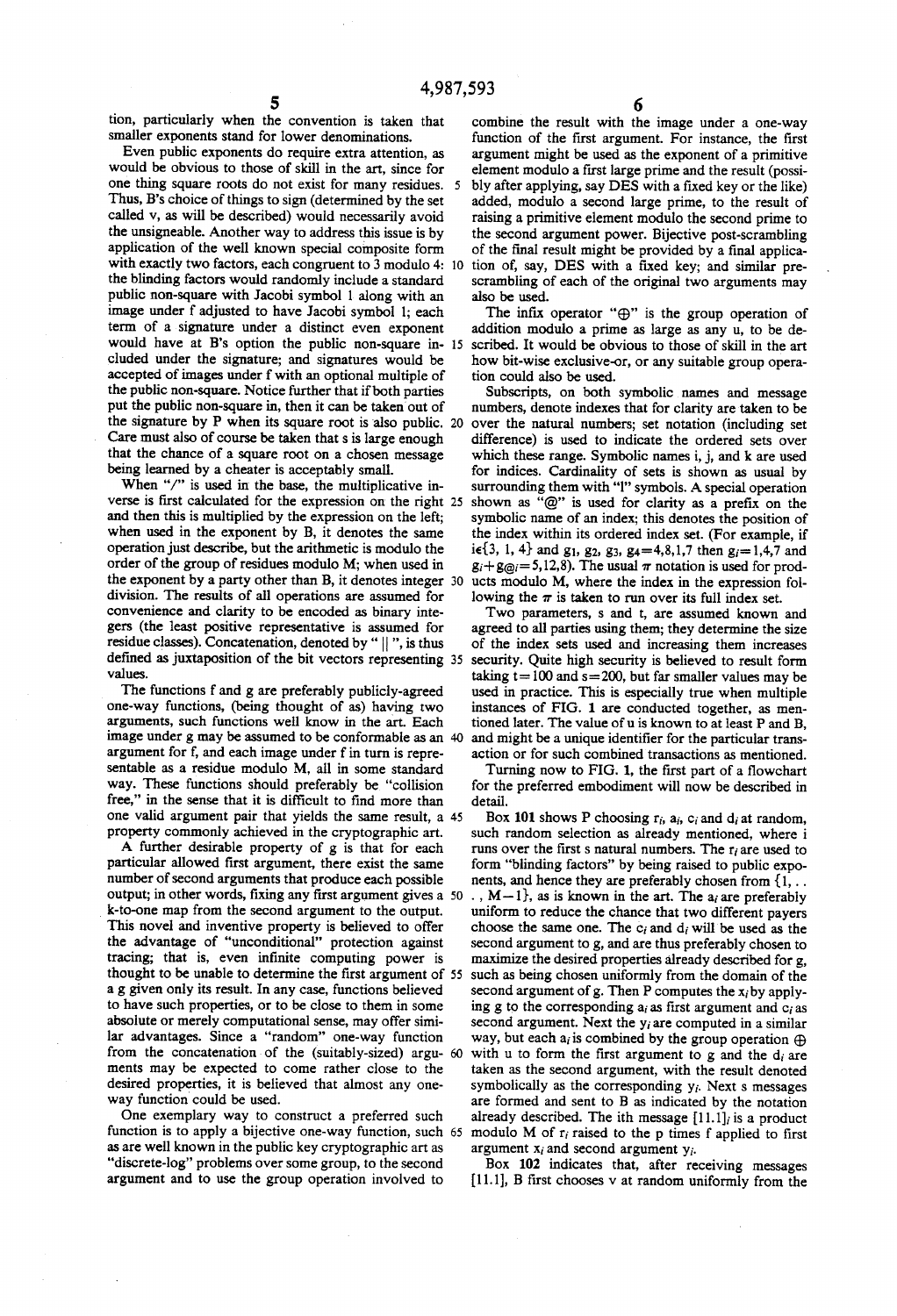tion, particularly when the convention is taken that smaller exponents stand for lower denominations.

Even public exponents do require extra attention, as would be obvious to those of skill in the art, since for one thing square roots do not exist for many residues. Thus, B's choice of things to sign (determined by the set called v, as will be described) would necessarily avoid the unsigneable. Another way to address this issue is by application of the well known special composite form with exactly two factors, each congruent to 3 modulo 4: the blinding factors would randomly include a standard public non-square with Jacobi symbol 1 along with an image under f adjusted to have Jacobi symbol 1; each term of a signature under a distinct even exponent would have at B's option the public non-square included under the signature; and signatures would be accepted of images under f with an optional multiple of the public non-square. Notice further that if both parties put the public non-square in, then it can be taken out of the signature by P when its square root is also public. Care must also of course be taken that s is large enough that the chance of a square root on a chosen message being learned by a cheater is acceptably small.

When "/" is used in the base, the multiplicative inverse is first calculated for the expression on the right and then this is multiplied by the expression on the left; when used in the exponent by B, it denotes the same operation just describe, but the arithmetic is modulo the order of the group of residues modulo M; when used in the exponent by a party other than B, it denotes integer division. The results of all operations are assumed for convenience and clarity to be encoded as binary integers (the least positive representative is assumed for residue classes). Concatenation, denoted by "||", is thus defined as juxtaposition of the bit vectors representing values.

The functions f and g are preferably publicly-agreed one-way functions, (being thought of as) having two arguments, such functions well know in the art. Each image under g may be assumed to be conformable as an argument for f, and each image under f in turn is representable as a residue modulo M, all in some standard way. These functions should preferably be "collision free," in the sense that it is difficult to find more than one valid argument pair that yields the same result, a property commonly achieved in the cryptographic art.

A further desirable property of g is that for each particular allowed first argument, there exist the same number of second arguments that produce each possible output; in other words, fixing any first argument gives a k-to-one map from the second argument to the output. This novel and inventive property is believed to offer the advantage of "unconditional" protection against tracing; that is, even infinite computing power is thought to be unable to determine the first argument of a g given only its result. In any case, functions believed to have such properties, or to be close to them in some absolute or merely computational sense, may offer similar advantages. Since a "random" one-way function from the concatenation of the (suitably-sized) arguments may be expected to come rather close to the desired properties, it is believed that almost any one-way function could be used.

One exemplary way to construct a preferred such function is to apply a bijective one-way function, such as are well known in the public key cryptographic art as "discrete-log" problems over some group, to the second argument and to use the group operation involved to combine the result with the image under a one-way function of the first argument. For instance, the first argument might be used as the exponent of a primitive element modulo a first large prime and the result (possibly after applying, say DES with a fixed key or the like) added, modulo a second large prime, to the result of raising a primitive element modulo the second prime to the second argument power. Bijective post-scrambling of the final result might be provided by a final application of, say, DES with a fixed key; and similar pre-scrambling of each of the original two arguments may also be used.

The infix operator "$\oplus$" is the group operation of addition modulo a prime as large as any u, to be described. It would be obvious to those of skill in the art how bit-wise exclusive-or, or any suitable group operation could also be used.

Subscripts, on both symbolic names and message numbers, denote indexes that for clarity are taken to be over the natural numbers; set notation (including set difference) is used to indicate the ordered sets over which these range. Symbolic names i, j, and k are used for indices. Cardinality of sets is shown as usual by surrounding them with "|" symbols. A special operation shown as "@" is used for clarity as a prefix on the symbolic name of an index; this denotes the position of the index within its ordered index set. (For example, if $i\epsilon\{3, 1, 4\}$ and $g_1, g_2, g_3, g_4 = 4,8,1,7$ then $g_i = 1,4,7$ and $g_i + g_{@i} = 5,12,8$). The usual $\pi$ notation is used for products modulo M, where the index in the expression following the $\pi$ is taken to run over its full index set.

Two parameters, s and t, are assumed known and agreed to all parties using them; they determine the size of the index sets used and increasing them increases security. Quite high security is believed to result form taking $t=100$ and $s=200$, but far smaller values may be used in practice. This is especially true when multiple instances of FIG. 1 are conducted together, as mentioned later. The value of u is known to at least P and B, and might be a unique identifier for the particular transaction or for such combined transactions as mentioned.

Turning now to FIG. 1, the first part of a flowchart for the preferred embodiment will now be described in detail.

Box 101 shows P choosing $r_i$, $a_i$, $c_i$ and $d_i$ at random, such random selection as already mentioned, where i runs over the first s natural numbers. The $r_i$ are used to form "blinding factors" by being raised to public exponents, and hence they are preferably chosen from $\{1, \ldots, M-1\}$, as is known in the art. The $a_i$ are preferably uniform to reduce the chance that two different payers choose the same one. The $c_i$ and $d_i$ will be used as the second argument to g, and are thus preferably chosen to maximize the desired properties already described for g, such as being chosen uniformly from the domain of the second argument of g. Then P computes the $x_i$ by applying g to the corresponding $a_i$ as first argument and $c_i$ as second argument. Next the $y_i$ are computed in a similar way, but each $a_i$ is combined by the group operation $\oplus$ with u to form the first argument to g and the $d_i$ are taken as the second argument, with the result denoted symbolically as the corresponding $y_i$. Next s messages are formed and sent to B as indicated by the notation already described. The ith message $[11.1]_i$ is a product modulo M of $r_i$ raised to the p times f applied to first argument $x_i$ and second argument $y_i$.

Box 102 indicates that, after receiving messages [11.1], B first chooses v at random uniformly from the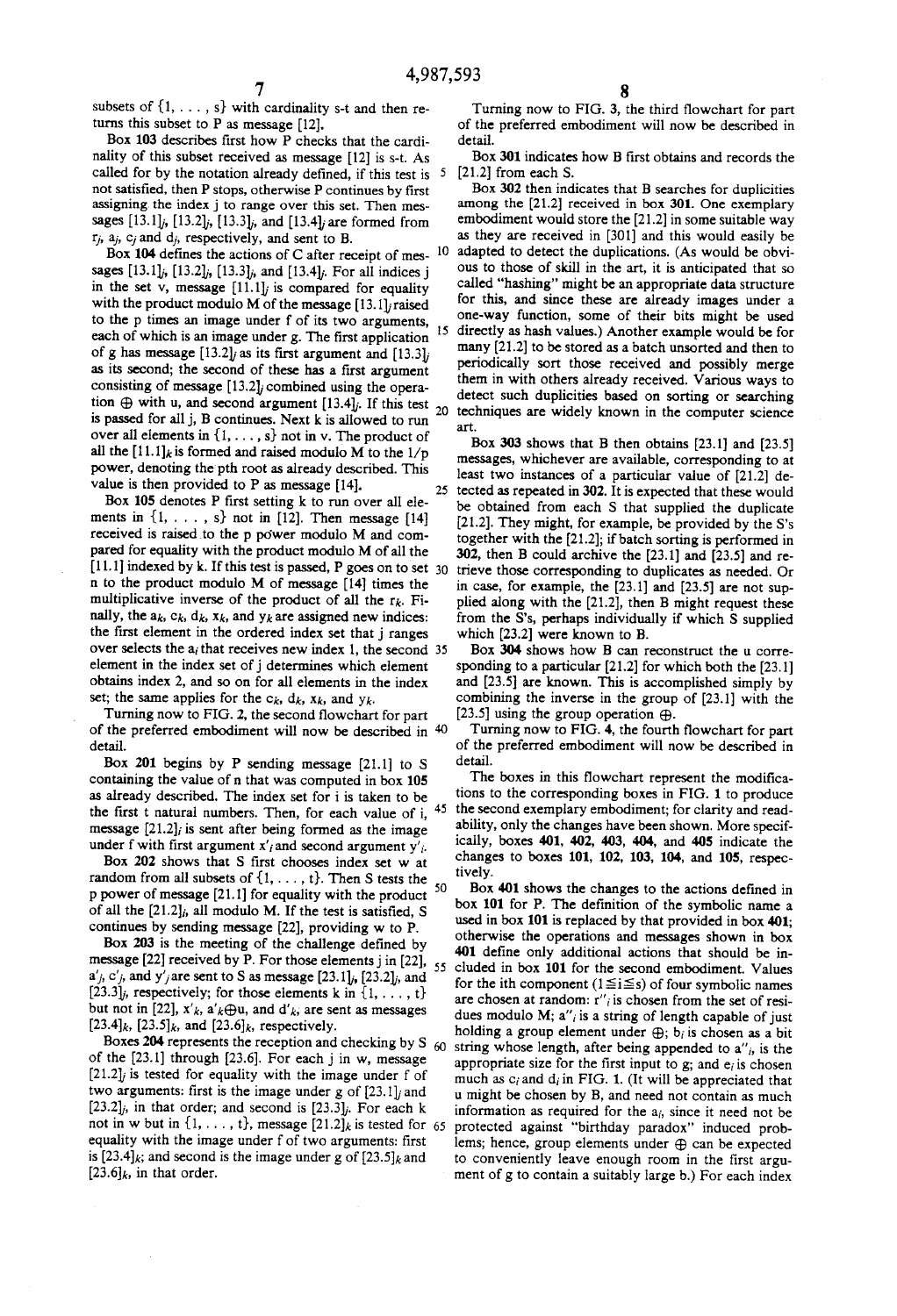subsets of $\{1, \ldots, s\}$ with cardinality s-t and then returns this subset to P as message [12].

Box 103 describes first how P checks that the cardinality of this subset received as message [12] is s-t. As called for by the notation already defined, if this test is not satisfied, then P stops, otherwise P continues by first assigning the index j to range over this set. Then messages $[13.1]_j$, $[13.2]_j$, $[13.3]_j$, and $[13.4]_j$ are formed from $r_j$, $a_j$, $c_j$ and $d_j$, respectively, and sent to B.

Box 104 defines the actions of C after receipt of messages $[13.1]_j$, $[13.2]_j$, $[13.3]_j$, and $[13.4]_j$. For all indices j in the set v, message $[11.1]_j$ is compared for equality with the product modulo M of the message $[13.1]_j$ raised to the p times an image under f of its two arguments, each of which is an image under g. The first application of g has message $[13.2]_j$ as its first argument and $[13.3]_j$ as its second; the second of these has a first argument consisting of message $[13.2]_j$ combined using the operation $\oplus$ with u, and second argument $[13.4]_j$. If this test is passed for all j, B continues. Next k is allowed to run over all elements in $\{1, \ldots, s\}$ not in v. The product of all the $[11.1]_k$ is formed and raised modulo M to the 1/p power, denoting the pth root as already described. This value is then provided to P as message [14].

Box 105 denotes P first setting k to run over all elements in $\{1, \ldots, s\}$ not in [12]. Then message [14] received is raised to the p power modulo M and compared for equality with the product modulo M of all the [11.1] indexed by k. If this test is passed, P goes on to set n to the product modulo M of message [14] times the multiplicative inverse of the product of all the $r_k$. Finally, the $a_k$, $c_k$, $d_k$, $x_k$, and $y_k$ are assigned new indices: the first element in the ordered index set that j ranges over selects the $a_i$ that receives new index 1, the second element in the index set of j determines which element obtains index 2, and so on for all elements in the index set; the same applies for the $c_k$, $d_k$, $x_k$, and $y_k$.

Turning now to FIG. 2, the second flowchart for part of the preferred embodiment will now be described in detail.

Box 201 begins by P sending message [21.1] to S containing the value of n that was computed in box 105 as already described. The index set for i is taken to be the first t natural numbers. Then, for each value of i, message $[21.2]_i$ is sent after being formed as the image under f with first argument $x'_i$ and second argument $y'_i$.

Box 202 shows that S first chooses index set w at random from all subsets of $\{1, \ldots, t\}$. Then S tests the p power of message [21.1] for equality with the product of all the $[21.2]_i$, all modulo M. If the test is satisfied, S continues by sending message [22], providing w to P.

Box 203 is the meeting of the challenge defined by message [22] received by P. For those elements j in [22], $a'_j$, $c'_j$, and $y'_j$ are sent to S as message $[23.1]_j$, $[23.2]_j$, and $[23.3]_j$, respectively; for those elements k in $\{1, \ldots, t\}$ but not in [22], $x'_k$, $a'_k \oplus u$, and $d'_k$, are sent as messages $[23.4]_k$, $[23.5]_k$, and $[23.6]_k$, respectively.

Boxes 204 represents the reception and checking by S of the [23.1] through [23.6]. For each j in w, message $[21.2]_j$ is tested for equality with the image under f of two arguments: first is the image under g of $[23.1]_j$ and $[23.2]_j$, in that order; and second is $[23.3]_j$. For each k not in w but in $\{1, \ldots, t\}$, message $[21.2]_k$ is tested for equality with the image under f of two arguments: first is $[23.4]_k$; and second is the image under g of $[23.5]_k$ and $[23.6]_k$, in that order.

Turning now to FIG. 3, the third flowchart for part of the preferred embodiment will now be described in detail.

Box 301 indicates how B first obtains and records the [21.2] from each S.

Box 302 then indicates that B searches for duplicities among the [21.2] received in box 301. One exemplary embodiment would store the [21.2] in some suitable way as they are received in [301] and this would easily be adapted to detect the duplications. (As would be obvious to those of skill in the art, it is anticipated that so called "hashing" might be an appropriate data structure for this, and since these are already images under a one-way function, some of their bits might be used directly as hash values.) Another example would be for many [21.2] to be stored as a batch unsorted and then to periodically sort those received and possibly merge them in with others already received. Various ways to detect such duplicities based on sorting or searching techniques are widely known in the computer science art.

Box 303 shows that B then obtains [23.1] and [23.5] messages, whichever are available, corresponding to at least two instances of a particular value of [21.2] detected as repeated in 302. It is expected that these would be obtained from each S that supplied the duplicate [21.2]. They might, for example, be provided by the S's together with the [21.2]; if batch sorting is performed in 302, then B could archive the [23.1] and [23.5] and retrieve those corresponding to duplicates as needed. Or in case, for example, the [23.1] and [23.5] are not supplied along with the [21.2], then B might request these from the S's, perhaps individually if which S supplied which [23.2] were known to B.

Box 304 shows how B can reconstruct the u corresponding to a particular [21.2] for which both the [23.1] and [23.5] are known. This is accomplished simply by combining the inverse in the group of [23.1] with the [23.5] using the group operation $\oplus$.

Turning now to FIG. 4, the fourth flowchart for part of the preferred embodiment will now be described in detail.

The boxes in this flowchart represent the modifications to the corresponding boxes in FIG. 1 to produce the second exemplary embodiment; for clarity and readability, only the changes have been shown. More specifically, boxes 401, 402, 403, 404, and 405 indicate the changes to boxes 101, 102, 103, 104, and 105, respectively.

Box 401 shows the changes to the actions defined in box 101 for P. The definition of the symbolic name a used in box 101 is replaced by that provided in box 401; otherwise the operations and messages shown in box 401 define only additional actions that should be included in box 101 for the second embodiment. Values for the ith component ($1 \leq i \leq s$) of four symbolic names are chosen at random: $r''_i$ is chosen from the set of residues modulo M; $a''_i$ is a string of length capable of just holding a group element under $\oplus$; $b_i$ is chosen as a bit string whose length, after being appended to $a''_i$, is the appropriate size for the first input to g; and $e_i$ is chosen much as $c_i$ and $d_i$ in FIG. 1. (It will be appreciated that u might be chosen by B, and need not contain as much information as required for the $a_i$, since it need not be protected against "birthday paradox" induced problems; hence, group elements under $\oplus$ can be expected to conveniently leave enough room in the first argument of g to contain a suitably large b.) For each index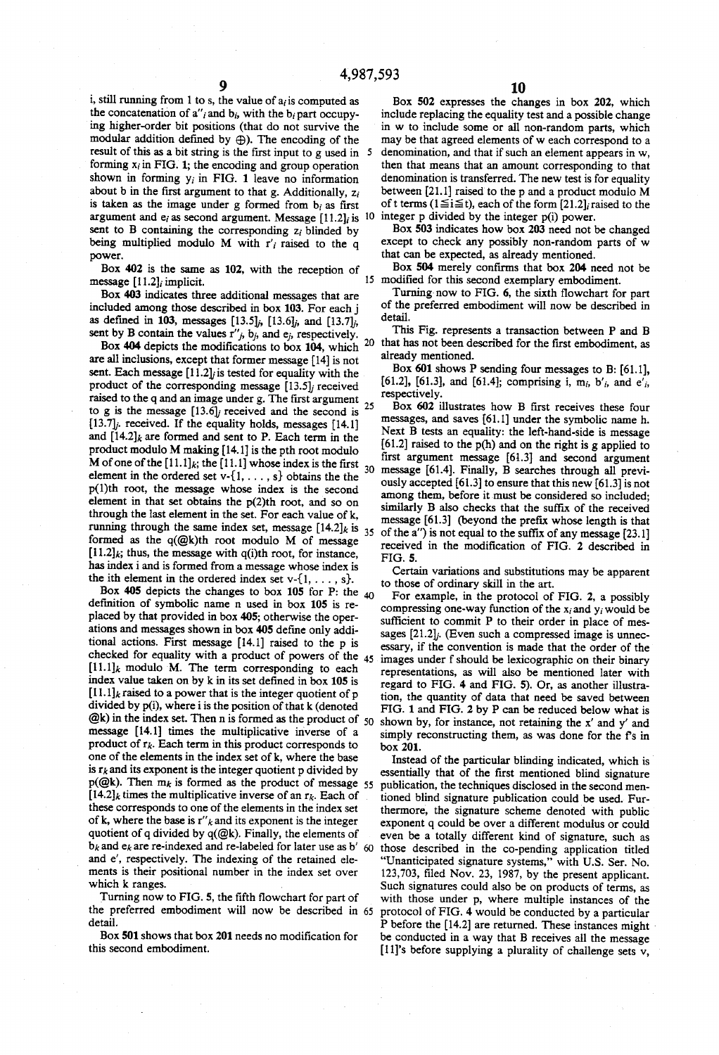i, still running from 1 to s, the value of $a_i$ is computed as the concatenation of $a''_i$ and $b_i$, with the $b_i$ part occupying higher-order bit positions (that do not survive the modular addition defined by ⊕). The encoding of the result of this as a bit string is the first input to g used in forming $x_i$ in FIG. 1; the encoding and group operation shown in forming $y_i$ in FIG. 1 leave no information about b in the first argument to that g. Additionally, $z_i$ is taken as the image under g formed from $b_i$ as first argument and $e_i$ as second argument. Message $[11.2]_i$ is sent to B containing the corresponding $z_i$ blinded by being multiplied modulo M with $r'_i$ raised to the q power.

Box 402 is the same as 102, with the reception of message $[11.2]_i$ implicit.

Box 403 indicates three additional messages that are included among those described in box 103. For each j as defined in 103, messages $[13.5]_j$, $[13.6]_j$, and $[13.7]_j$, sent by B contain the values $r''_j$, $b_j$, and $e_j$, respectively.

Box 404 depicts the modifications to box 104, which are all inclusions, except that former message [14] is not sent. Each message $[11.2]_j$ is tested for equality with the product of the corresponding message $[13.5]_j$ received raised to the q and an image under g. The first argument to g is the message $[13.6]_j$ received and the second is $[13.7]_j$. received. If the equality holds, messages [14.1] and $[14.2]_k$ are formed and sent to P. Each term in the product modulo M making [14.1] is the pth root modulo M of one of the $[11.1]_k$; the [11.1] whose index is the first element in the ordered set v-{1, . . . , s} obtains the the p(1)th root, the message whose index is the second element in that set obtains the p(2)th root, and so on through the last element in the set. For each value of k, running through the same index set, message $[14.2]_k$ is formed as the q(@k)th root modulo M of message $[11.2]_k$; thus, the message with q(i)th root, for instance, has index i and is formed from a message whose index is the ith element in the ordered index set v-{1, . . . , s}.

Box 405 depicts the changes to box 105 for P: the definition of symbolic name n used in box 105 is replaced by that provided in box 405; otherwise the operations and messages shown in box 405 define only additional actions. First message [14.1] raised to the p is checked for equality with a product of powers of the $[11.1]_k$ modulo M. The term corresponding to each index value taken on by k in its set defined in box 105 is $[11.1]_k$ raised to a power that is the integer quotient of p divided by p(i), where i is the position of that k (denoted @k) in the index set. Then n is formed as the product of message [14.1] times the multiplicative inverse of a product of $r_k$. Each term in this product corresponds to one of the elements in the index set of k, where the base is $r_k$ and its exponent is the integer quotient p divided by p(@k). Then $m_k$ is formed as the product of message $[14.2]_k$ times the multiplicative inverse of an $r_k$. Each of these corresponds to one of the elements in the index set of k, where the base is $r''_k$ and its exponent is the integer quotient of q divided by q(@k). Finally, the elements of $b_k$ and $e_k$ are re-indexed and re-labeled for later use as b' and e', respectively. The indexing of the retained elements is their positional number in the index set over which k ranges.

Turning now to FIG. 5, the fifth flowchart for part of the preferred embodiment will now be described in detail.

Box 501 shows that box 201 needs no modification for this second embodiment.

Box 502 expresses the changes in box 202, which include replacing the equality test and a possible change in w to include some or all non-random parts, which may be that agreed elements of w each correspond to a denomination, and that if such an element appears in w, then that means that an amount corresponding to that denomination is transferred. The new test is for equality between [21.1] raised to the p and a product modulo M of t terms (1≦i≦t), each of the form $[21.2]_i$ raised to the integer p divided by the integer p(i) power.

Box 503 indicates how box 203 need not be changed except to check any possibly non-random parts of w that can be expected, as already mentioned.

Box 504 merely confirms that box 204 need not be modified for this second exemplary embodiment.

Turning now to FIG. 6, the sixth flowchart for part of the preferred embodiment will now be described in detail.

This Fig. represents a transaction between P and B that has not been described for the first embodiment, as already mentioned.

Box 601 shows P sending four messages to B: [61.1], [61.2], [61.3], and [61.4]; comprising i, $m_i$, $b'_i$, and $e'_i$, respectively.

Box 602 illustrates how B first receives these four messages, and saves [61.1] under the symbolic name h. Next B tests an equality: the left-hand-side is message [61.2] raised to the p(h) and on the right is g applied to first argument message [61.3] and second argument message [61.4]. Finally, B searches through all previously accepted [61.3] to ensure that this new [61.3] is not among them, before it must be considered so included; similarly B also checks that the suffix of the received message [61.3] (beyond the prefix whose length is that of the a'') is not equal to the suffix of any message [23.1] received in the modification of FIG. 2 described in FIG. 5.

Certain variations and substitutions may be apparent to those of ordinary skill in the art.

For example, in the protocol of FIG. 2, a possibly compressing one-way function of the $x_i$ and $y_i$ would be sufficient to commit P to their order in place of messages $[21.2]_i$. (Even such a compressed image is unnecessary, if the convention is made that the order of the images under f should be lexicographic on their binary representations, as will also be mentioned later with regard to FIG. 4 and FIG. 5). Or, as another illustration, the quantity of data that need be saved between FIG. 1 and FIG. 2 by P can be reduced below what is shown by, for instance, not retaining the x' and y' and simply reconstructing them, as was done for the f's in box 201.

Instead of the particular blinding indicated, which is essentially that of the first mentioned blind signature publication, the techniques disclosed in the second mentioned blind signature publication could be used. Furthermore, the signature scheme denoted with public exponent q could be over a different modulus or could even be a totally different kind of signature, such as those described in the co-pending application titled "Unanticipated signature systems," with U.S. Ser. No. 123,703, filed Nov. 23, 1987, by the present applicant. Such signatures could also be on products of terms, as with those under p, where multiple instances of the protocol of FIG. 4 would be conducted by a particular P before the [14.2] are returned. These instances might be conducted in a way that B receives all the message [11]'s before supplying a plurality of challenge sets v,